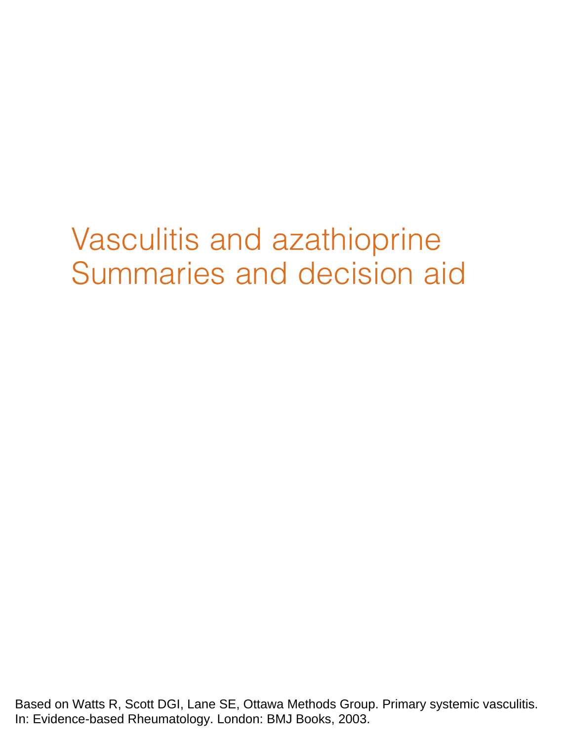# Vasculitis and azathioprine
# Summaries and decision aid

Based on Watts R, Scott DGI, Lane SE, Ottawa Methods Group. Primary systemic vasculitis. In: Evidence-based Rheumatology. London: BMJ Books, 2003.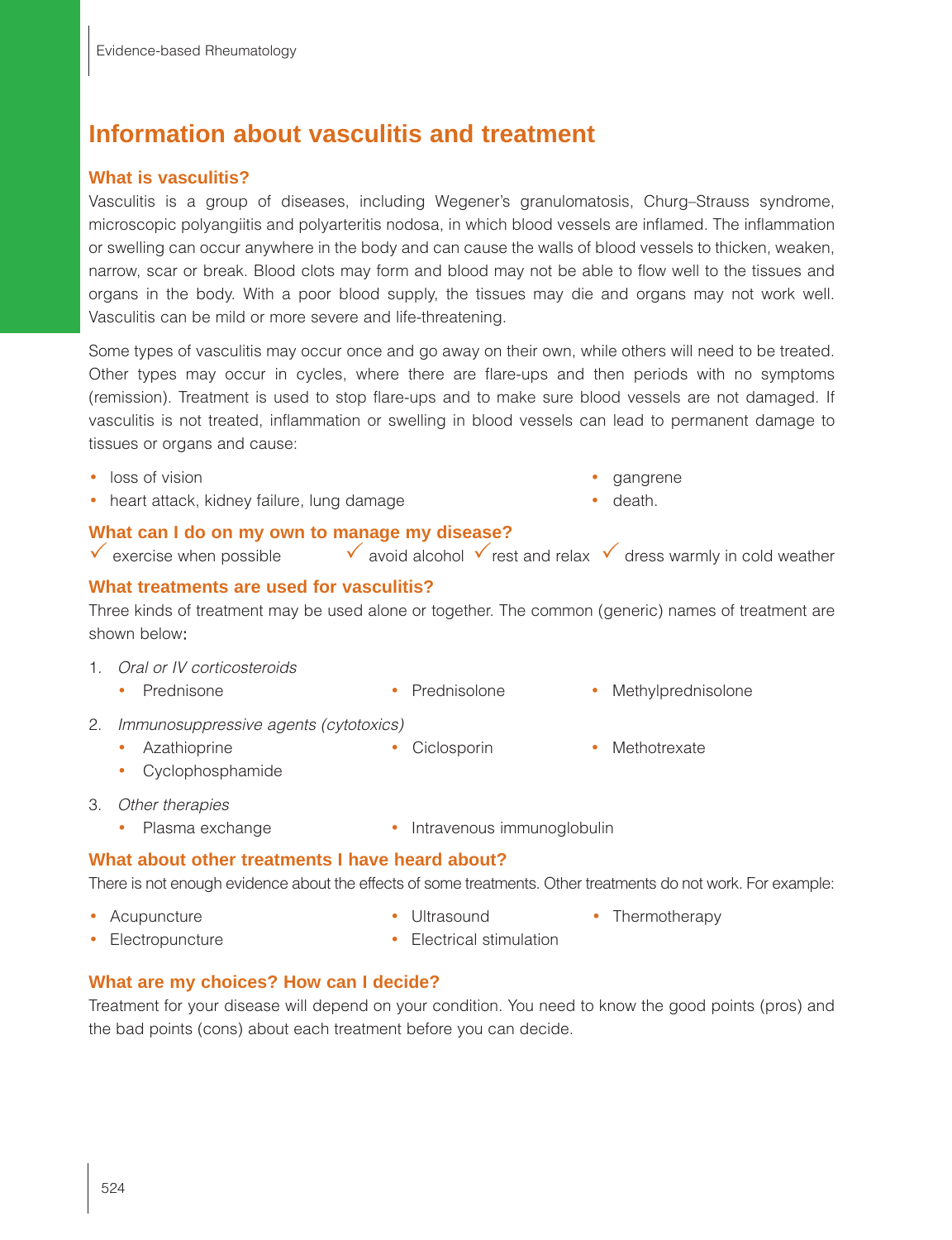# Information about vasculitis and treatment

## What is vasculitis?

Vasculitis is a group of diseases, including Wegener's granulomatosis, Churg–Strauss syndrome, microscopic polyangiitis and polyarteritis nodosa, in which blood vessels are inflamed. The inflammation or swelling can occur anywhere in the body and can cause the walls of blood vessels to thicken, weaken, narrow, scar or break. Blood clots may form and blood may not be able to flow well to the tissues and organs in the body. With a poor blood supply, the tissues may die and organs may not work well. Vasculitis can be mild or more severe and life-threatening.

Some types of vasculitis may occur once and go away on their own, while others will need to be treated. Other types may occur in cycles, where there are flare-ups and then periods with no symptoms (remission). Treatment is used to stop flare-ups and to make sure blood vessels are not damaged. If vasculitis is not treated, inflammation or swelling in blood vessels can lead to permanent damage to tissues or organs and cause:

- loss of vision
- heart attack, kidney failure, lung damage
- gangrene
- death.

## What can I do on my own to manage my disease?

✓ exercise when possible ✓ avoid alcohol ✓ rest and relax ✓ dress warmly in cold weather

## What treatments are used for vasculitis?

Three kinds of treatment may be used alone or together. The common (generic) names of treatment are shown below:

1. *Oral or IV corticosteroids*
   - Prednisone
   - Prednisolone
   - Methylprednisolone
2. *Immunosuppressive agents (cytotoxics)*
   - Azathioprine
   - Ciclosporin
   - Methotrexate
   - Cyclophosphamide
3. *Other therapies*
   - Plasma exchange
   - Intravenous immunoglobulin

## What about other treatments I have heard about?

There is not enough evidence about the effects of some treatments. Other treatments do not work. For example:

- Acupuncture
- Ultrasound
- Thermotherapy
- Electropuncture
- Electrical stimulation

## What are my choices? How can I decide?

Treatment for your disease will depend on your condition. You need to know the good points (pros) and the bad points (cons) about each treatment before you can decide.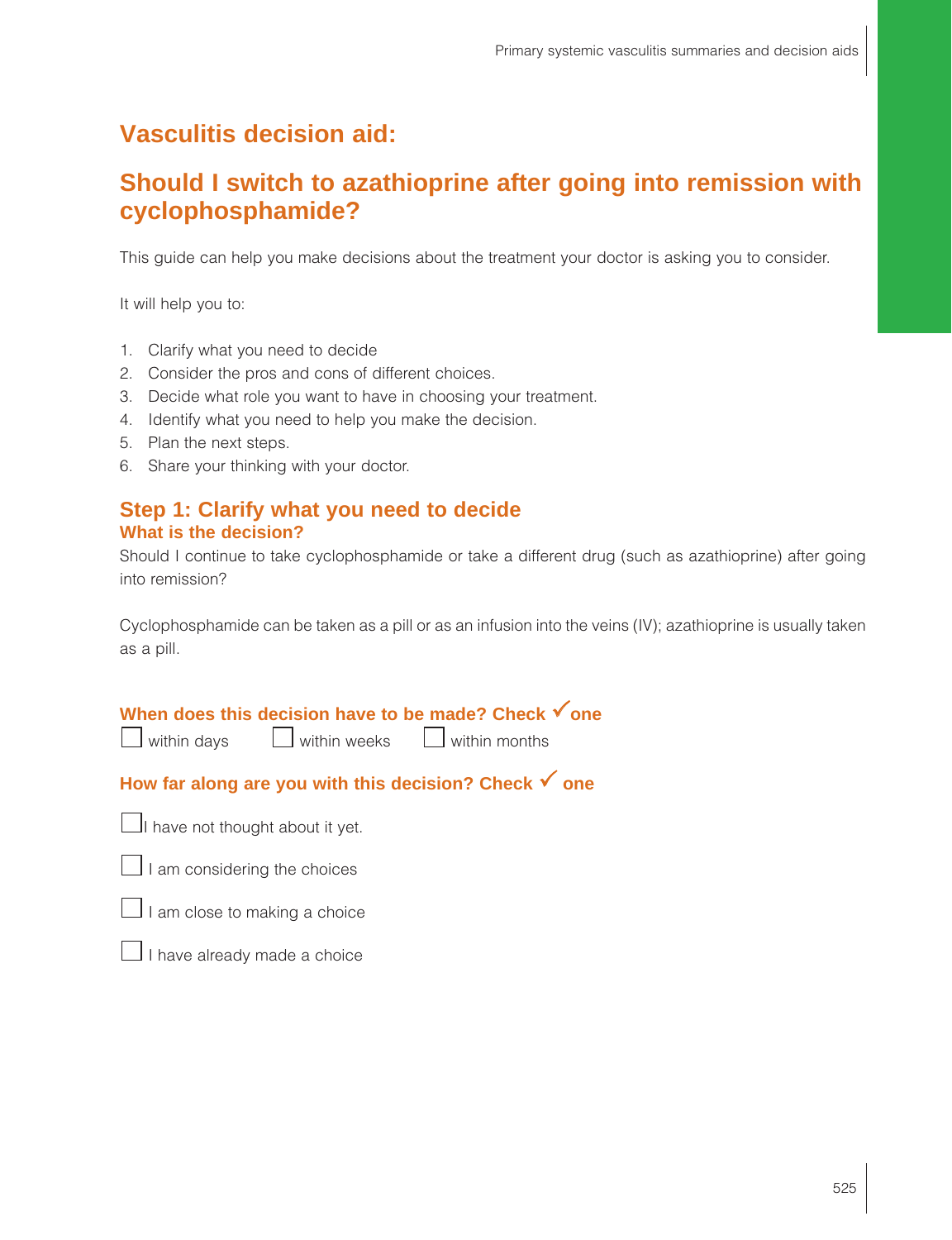# Vasculitis decision aid:

# Should I switch to azathioprine after going into remission with cyclophosphamide?

This guide can help you make decisions about the treatment your doctor is asking you to consider.

It will help you to:

1. Clarify what you need to decide
2. Consider the pros and cons of different choices.
3. Decide what role you want to have in choosing your treatment.
4. Identify what you need to help you make the decision.
5. Plan the next steps.
6. Share your thinking with your doctor.

## Step 1: Clarify what you need to decide

### What is the decision?

Should I continue to take cyclophosphamide or take a different drug (such as azathioprine) after going into remission?

Cyclophosphamide can be taken as a pill or as an infusion into the veins (IV); azathioprine is usually taken as a pill.

### When does this decision have to be made? Check ✓ one

☐ within days ☐ within weeks ☐ within months

### How far along are you with this decision? Check ✓ one

☐ I have not thought about it yet.

☐ I am considering the choices

☐ I am close to making a choice

☐ I have already made a choice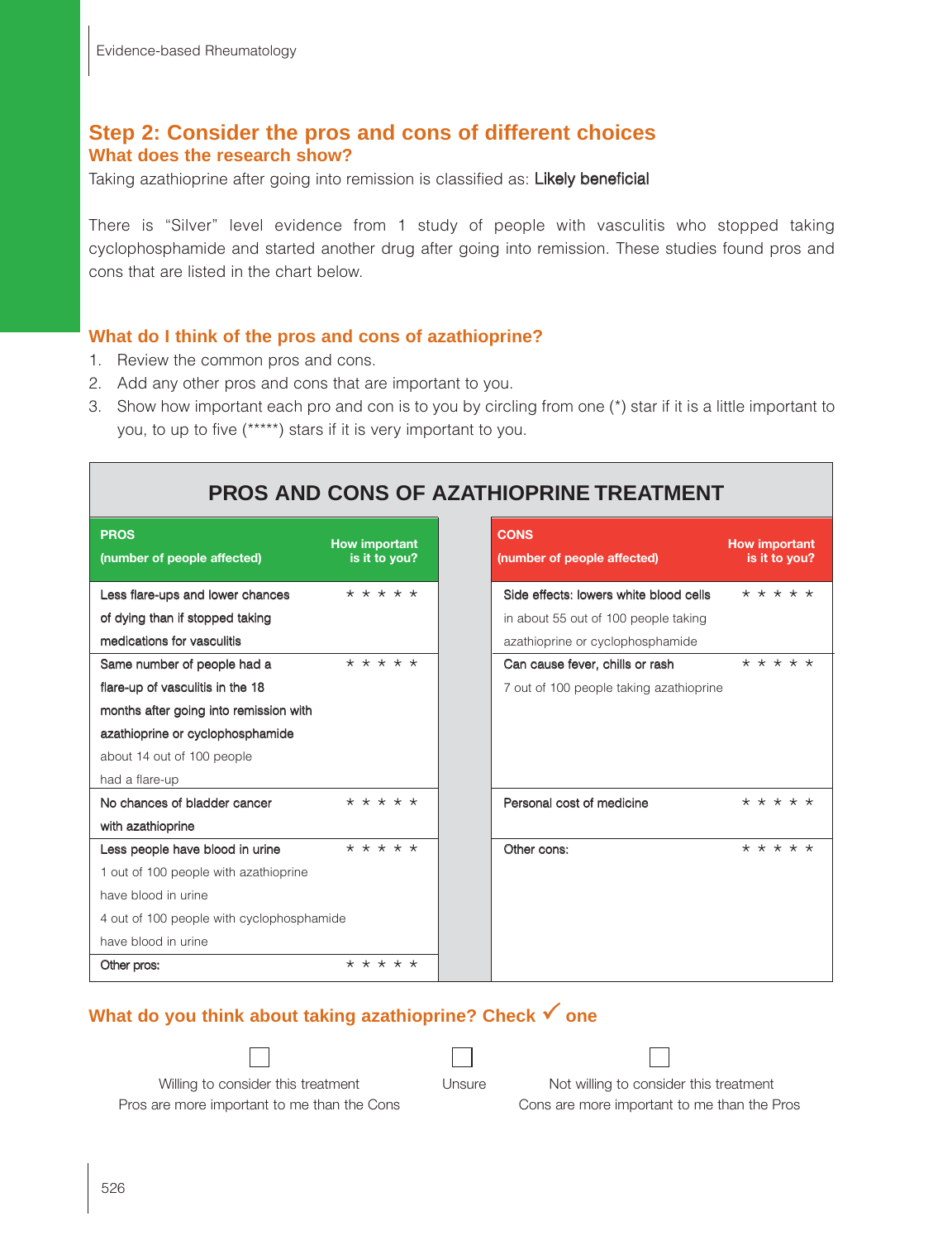## Step 2: Consider the pros and cons of different choices

### What does the research show?

Taking azathioprine after going into remission is classified as: **Likely beneficial**

There is "Silver" level evidence from 1 study of people with vasculitis who stopped taking cyclophosphamide and started another drug after going into remission. These studies found pros and cons that are listed in the chart below.

### What do I think of the pros and cons of azathioprine?

1. Review the common pros and cons.
2. Add any other pros and cons that are important to you.
3. Show how important each pro and con is to you by circling from one (*) star if it is a little important to you, to up to five (*****) stars if it is very important to you.

**PROS AND CONS OF AZATHIOPRINE TREATMENT**

| PROS (number of people affected) | How important is it to you? | CONS (number of people affected) | How important is it to you? |
|---|---|---|---|
| **Less flare-ups and lower chances of dying than if stopped taking medications for vasculitis** | * * * * * | **Side effects: lowers white blood cells** in about 55 out of 100 people taking azathioprine or cyclophosphamide | * * * * * |
| **Same number of people had a flare-up of vasculitis in the 18 months after going into remission with azathioprine or cyclophosphamide** about 14 out of 100 people had a flare-up | * * * * * | **Can cause fever, chills or rash** 7 out of 100 people taking azathioprine | * * * * * |
| **No chances of bladder cancer with azathioprine** | * * * * * | **Personal cost of medicine** | * * * * * |
| **Less people have blood in urine** 1 out of 100 people with azathioprine have blood in urine 4 out of 100 people with cyclophosphamide have blood in urine | * * * * * | **Other cons:** | * * * * * |
| **Other pros:** | * * * * * | | |

### What do you think about taking azathioprine? Check ✓ one

☐ Willing to consider this treatment
Pros are more important to me than the Cons

☐ Unsure

☐ Not willing to consider this treatment
Cons are more important to me than the Pros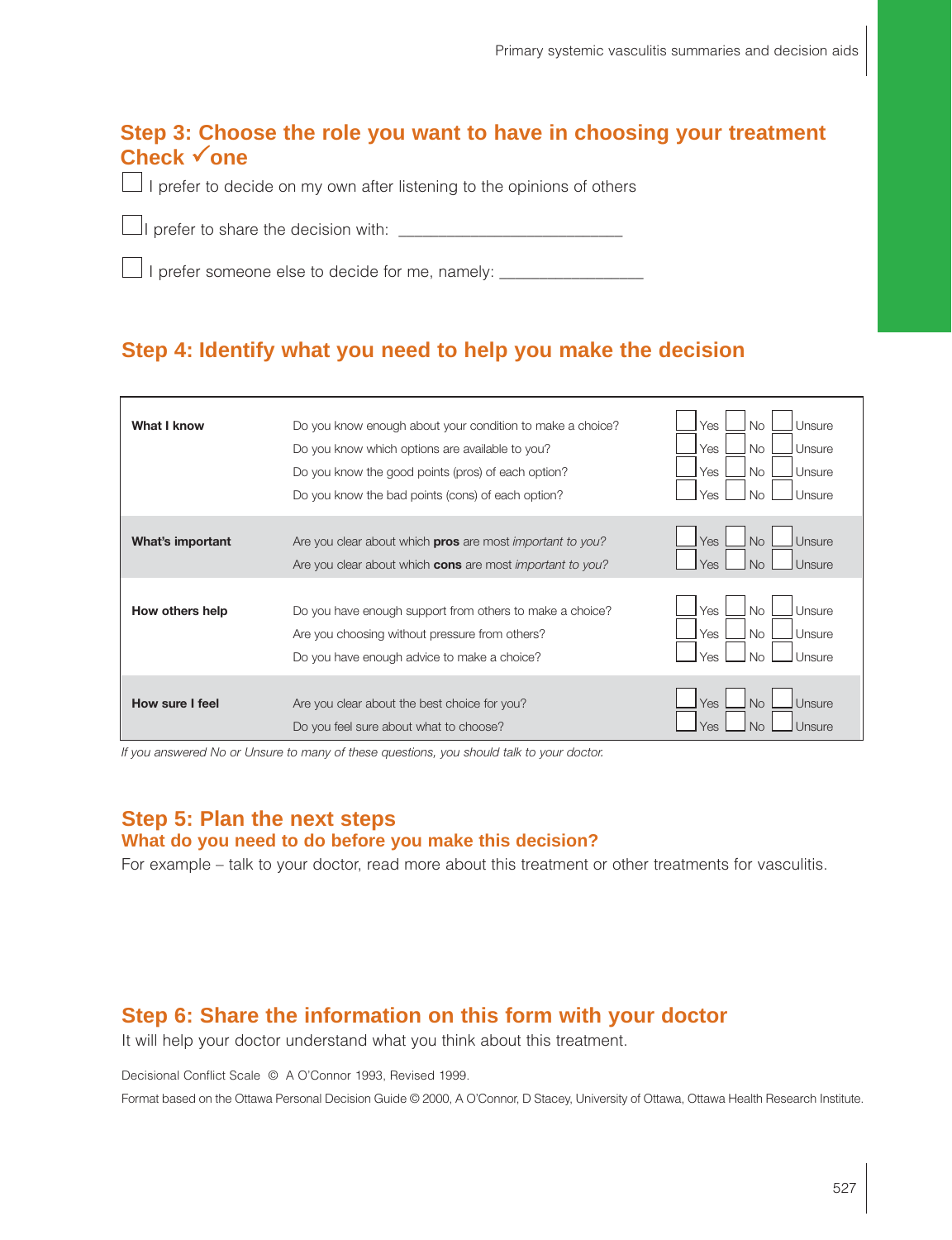## Step 3: Choose the role you want to have in choosing your treatment Check ✓one

☐ I prefer to decide on my own after listening to the opinions of others

☐ I prefer to share the decision with: ___________________________

☐ I prefer someone else to decide for me, namely: _________________

## Step 4: Identify what you need to help you make the decision

| | | | | |
|---|---|---|---|---|
| **What I know** | Do you know enough about your condition to make a choice? | ☐ Yes | ☐ No | ☐ Unsure |
| | Do you know which options are available to you? | ☐ Yes | ☐ No | ☐ Unsure |
| | Do you know the good points (pros) of each option? | ☐ Yes | ☐ No | ☐ Unsure |
| | Do you know the bad points (cons) of each option? | ☐ Yes | ☐ No | ☐ Unsure |
| **What's important** | Are you clear about which **pros** are most *important to you?* | ☐ Yes | ☐ No | ☐ Unsure |
| | Are you clear about which **cons** are most *important to you?* | ☐ Yes | ☐ No | ☐ Unsure |
| **How others help** | Do you have enough support from others to make a choice? | ☐ Yes | ☐ No | ☐ Unsure |
| | Are you choosing without pressure from others? | ☐ Yes | ☐ No | ☐ Unsure |
| | Do you have enough advice to make a choice? | ☐ Yes | ☐ No | ☐ Unsure |
| **How sure I feel** | Are you clear about the best choice for you? | ☐ Yes | ☐ No | ☐ Unsure |
| | Do you feel sure about what to choose? | ☐ Yes | ☐ No | ☐ Unsure |

*If you answered No or Unsure to many of these questions, you should talk to your doctor.*

## Step 5: Plan the next steps

### What do you need to do before you make this decision?

For example – talk to your doctor, read more about this treatment or other treatments for vasculitis.

## Step 6: Share the information on this form with your doctor

It will help your doctor understand what you think about this treatment.

Decisional Conflict Scale © A O'Connor 1993, Revised 1999.

Format based on the Ottawa Personal Decision Guide © 2000, A O'Connor, D Stacey, University of Ottawa, Ottawa Health Research Institute.